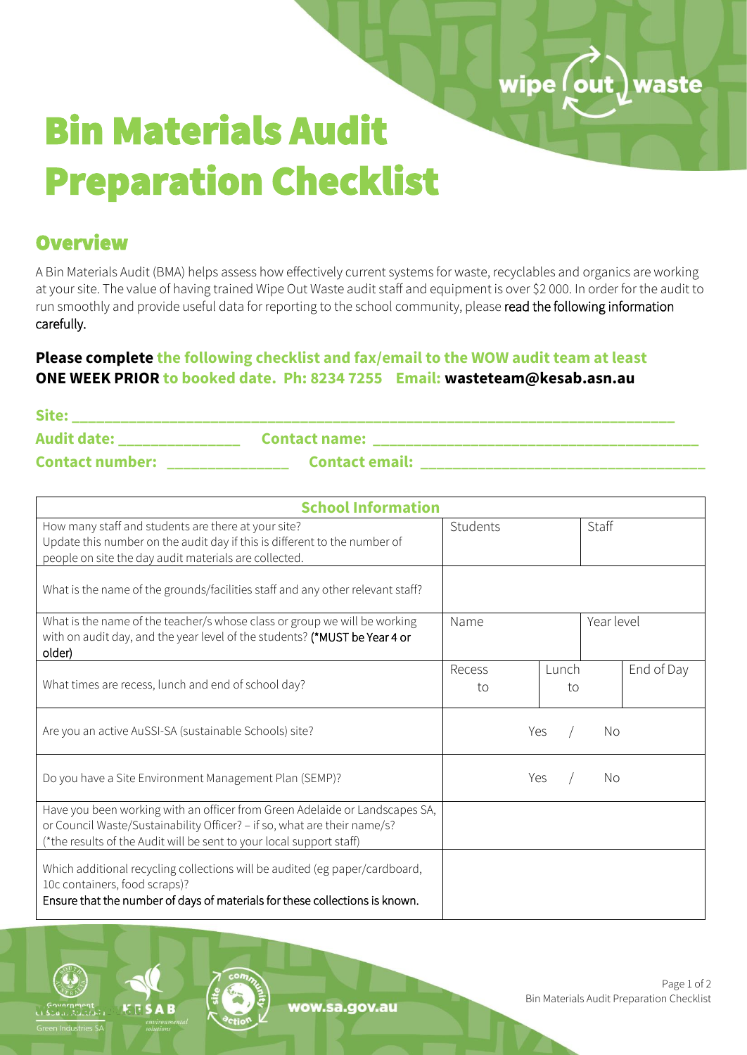# Bin Materials Audit Preparation Checklist

## Overview

A Bin Materials Audit (BMA) helps assess how effectively current systems for waste, recyclables and organics are working at your site. The value of having trained Wipe Out Waste audit staff and equipment is over $2 000. In order for the audit to run smoothly and provide useful data for reporting to the school community, please read the following information carefully.

**Please complete the following checklist and fax/email to the WOW audit team at least ONE WEEK PRIOR to booked date. Ph: 8234 7255 Email: wasteteam@kesab.asn.au**

**Site:** ___________________________________________________________________________

**Audit date:** _______________ **Contact name:** ________________________________________

**Contact number:** _______________ **Contact email:** ____________________________________

| School Information | | | | |
|---|---|---|---|---|
| How many staff and students are there at your site?<br>Update this number on the audit day if this is different to the number of people on site the day audit materials are collected. | Students | | Staff | |
| What is the name of the grounds/facilities staff and any other relevant staff? | | | | |
| What is the name of the teacher/s whose class or group we will be working with on audit day, and the year level of the students? (*MUST be Year 4 or older) | Name | | Year level | |
| What times are recess, lunch and end of school day? | Recess<br>to | Lunch<br>to | | End of Day |
| Are you an active AuSSI-SA (sustainable Schools) site? | Yes / No | | | |
| Do you have a Site Environment Management Plan (SEMP)? | Yes / No | | | |
| Have you been working with an officer from Green Adelaide or Landscapes SA, or Council Waste/Sustainability Officer? – if so, what are their name/s?<br>(*the results of the Audit will be sent to your local support staff) | | | | |
| Which additional recycling collections will be audited (eg paper/cardboard, 10c containers, food scraps)?<br>Ensure that the number of days of materials for these collections is known. | | | | |

wow.sa.gov.au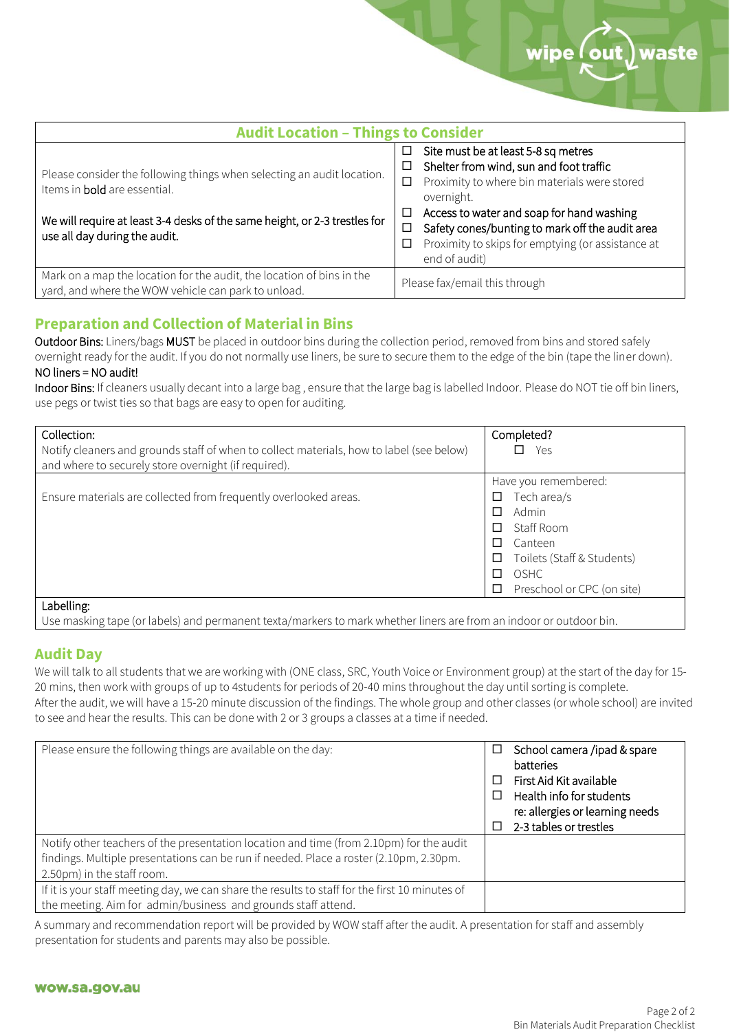## Audit Location – Things to Consider

| | |
|---|---|
| Please consider the following things when selecting an audit location. Items in **bold** are essential.<br><br>**We will require at least 3-4 desks of the same height, or 2-3 trestles for use all day during the audit.** | ☐ **Site must be at least 5-8 sq metres**<br>☐ **Shelter from wind, sun and foot traffic**<br>☐ Proximity to where bin materials were stored overnight.<br>☐ **Access to water and soap for hand washing**<br>☐ **Safety cones/bunting to mark off the audit area**<br>☐ Proximity to skips for emptying (or assistance at end of audit) |
| Mark on a map the location for the audit, the location of bins in the yard, and where the WOW vehicle can park to unload. | Please fax/email this through |

## Preparation and Collection of Material in Bins

**Outdoor Bins:** Liners/bags **MUST** be placed in outdoor bins during the collection period, removed from bins and stored safely overnight ready for the audit. If you do not normally use liners, be sure to secure them to the edge of the bin (tape the liner down).
**NO liners = NO audit!**

**Indoor Bins:** If cleaners usually decant into a large bag , ensure that the large bag is labelled Indoor. Please do NOT tie off bin liners, use pegs or twist ties so that bags are easy to open for auditing.

| | |
|---|---|
| **Collection:**<br>Notify cleaners and grounds staff of when to collect materials, how to label (see below) and where to securely store overnight (if required). | Completed?<br>☐ Yes |
| Ensure materials are collected from frequently overlooked areas. | Have you remembered:<br>☐ Tech area/s<br>☐ Admin<br>☐ Staff Room<br>☐ Canteen<br>☐ Toilets (Staff & Students)<br>☐ OSHC<br>☐ Preschool or CPC (on site) |
| **Labelling:**<br>Use masking tape (or labels) and permanent texta/markers to mark whether liners are from an indoor or outdoor bin. | |

## Audit Day

We will talk to all students that we are working with (ONE class, SRC, Youth Voice or Environment group) at the start of the day for 15-20 mins, then work with groups of up to 4students for periods of 20-40 mins throughout the day until sorting is complete.
After the audit, we will have a 15-20 minute discussion of the findings. The whole group and other classes (or whole school) are invited to see and hear the results. This can be done with 2 or 3 groups a classes at a time if needed.

| | |
|---|---|
| Please ensure the following things are available on the day: | ☐ **School camera /ipad & spare batteries**<br>☐ **First Aid Kit available**<br>☐ **Health info for students re: allergies or learning needs**<br>☐ **2-3 tables or trestles** |
| Notify other teachers of the presentation location and time (from 2.10pm) for the audit findings. Multiple presentations can be run if needed. Place a roster (2.10pm, 2.30pm. 2.50pm) in the staff room. | |
| If it is your staff meeting day, we can share the results to staff for the first 10 minutes of the meeting. Aim for admin/business and grounds staff attend. | |

A summary and recommendation report will be provided by WOW staff after the audit. A presentation for staff and assembly presentation for students and parents may also be possible.

**wow.sa.gov.au**